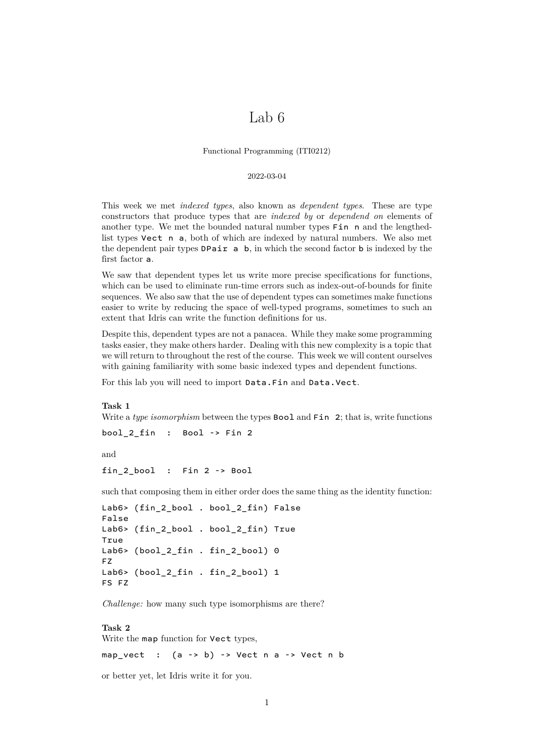# Lab 6

Functional Programming (ITI0212)

2022-03-04

This week we met *indexed types*, also known as *dependent types*. These are type constructors that produce types that are *indexed by* or *dependend on* elements of another type. We met the bounded natural number types `Fin n` and the lengthed-list types `Vect n a`, both of which are indexed by natural numbers. We also met the dependent pair types `DPair a b`, in which the second factor `b` is indexed by the first factor `a`.

We saw that dependent types let us write more precise specifications for functions, which can be used to eliminate run-time errors such as index-out-of-bounds for finite sequences. We also saw that the use of dependent types can sometimes make functions easier to write by reducing the space of well-typed programs, sometimes to such an extent that Idris can write the function definitions for us.

Despite this, dependent types are not a panacea. While they make some programming tasks easier, they make others harder. Dealing with this new complexity is a topic that we will return to throughout the rest of the course. This week we will content ourselves with gaining familiarity with some basic indexed types and dependent functions.

For this lab you will need to import `Data.Fin` and `Data.Vect`.

**Task 1**
Write a *type isomorphism* between the types `Bool` and `Fin 2`; that is, write functions

```
bool_2_fin  :  Bool -> Fin 2
```

and

```
fin_2_bool  :  Fin 2 -> Bool
```

such that composing them in either order does the same thing as the identity function:

```
Lab6> (fin_2_bool . bool_2_fin) False
False
Lab6> (fin_2_bool . bool_2_fin) True
True
Lab6> (bool_2_fin . fin_2_bool) 0
FZ
Lab6> (bool_2_fin . fin_2_bool) 1
FS FZ
```

*Challenge:* how many such type isomorphisms are there?

**Task 2**
Write the `map` function for `Vect` types,

```
map_vect  :  (a -> b) -> Vect n a -> Vect n b
```

or better yet, let Idris write it for you.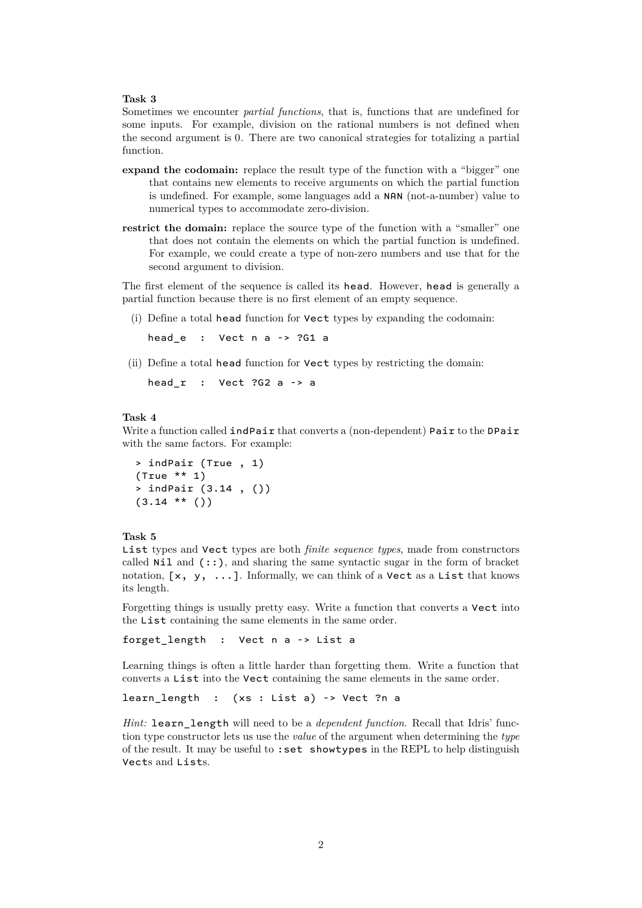**Task 3**
Sometimes we encounter *partial functions*, that is, functions that are undefined for some inputs. For example, division on the rational numbers is not defined when the second argument is 0. There are two canonical strategies for totalizing a partial function.

**expand the codomain:** replace the result type of the function with a "bigger" one that contains new elements to receive arguments on which the partial function is undefined. For example, some languages add a `NAN` (not-a-number) value to numerical types to accommodate zero-division.

**restrict the domain:** replace the source type of the function with a "smaller" one that does not contain the elements on which the partial function is undefined. For example, we could create a type of non-zero numbers and use that for the second argument to division.

The first element of the sequence is called its `head`. However, `head` is generally a partial function because there is no first element of an empty sequence.

(i) Define a total `head` function for `Vect` types by expanding the codomain:

```
head_e  :  Vect n a -> ?G1 a
```

(ii) Define a total `head` function for `Vect` types by restricting the domain:

```
head_r  :  Vect ?G2 a -> a
```

**Task 4**
Write a function called `indPair` that converts a (non-dependent) `Pair` to the `DPair` with the same factors. For example:

```
> indPair (True , 1)
(True ** 1)
> indPair (3.14 , ())
(3.14 ** ())
```

**Task 5**
`List` types and `Vect` types are both *finite sequence types*, made from constructors called `Nil` and `(::)`, and sharing the same syntactic sugar in the form of bracket notation, `[x, y, ...]`. Informally, we can think of a `Vect` as a `List` that knows its length.

Forgetting things is usually pretty easy. Write a function that converts a `Vect` into the `List` containing the same elements in the same order.

```
forget_length  :  Vect n a -> List a
```

Learning things is often a little harder than forgetting them. Write a function that converts a `List` into the `Vect` containing the same elements in the same order.

```
learn_length  :  (xs : List a) -> Vect ?n a
```

*Hint:* `learn_length` will need to be a *dependent function*. Recall that Idris' function type constructor lets us use the *value* of the argument when determining the *type* of the result. It may be useful to `:set showtypes` in the REPL to help distinguish `Vect`s and `List`s.